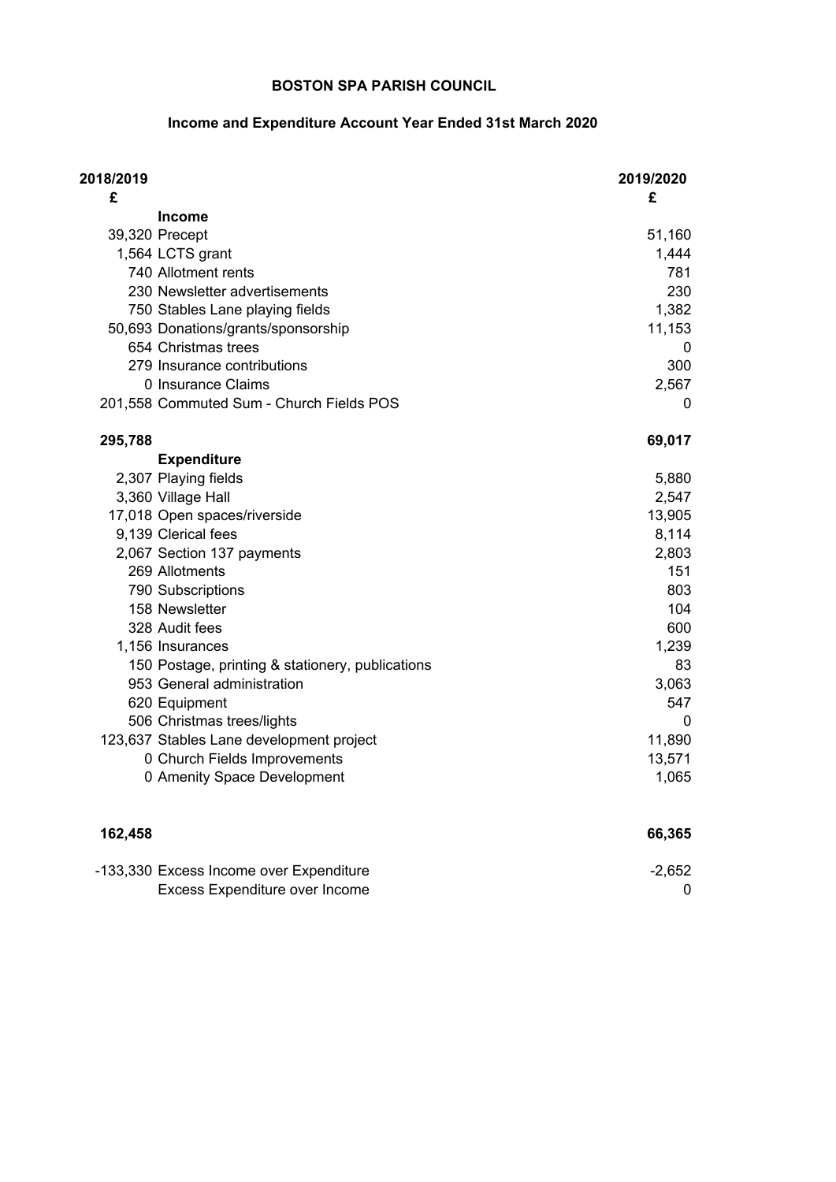**BOSTON SPA PARISH COUNCIL**

**Income and Expenditure Account Year Ended 31st March 2020**

| 2018/2019 £ | | 2019/2020 £ |
|---:|---|---:|
| | **Income** | |
| 39,320 | Precept | 51,160 |
| 1,564 | LCTS grant | 1,444 |
| 740 | Allotment rents | 781 |
| 230 | Newsletter advertisements | 230 |
| 750 | Stables Lane playing fields | 1,382 |
| 50,693 | Donations/grants/sponsorship | 11,153 |
| 654 | Christmas trees | 0 |
| 279 | Insurance contributions | 300 |
| 0 | Insurance Claims | 2,567 |
| 201,558 | Commuted Sum - Church Fields POS | 0 |
| **295,788** | | **69,017** |
| | **Expenditure** | |
| 2,307 | Playing fields | 5,880 |
| 3,360 | Village Hall | 2,547 |
| 17,018 | Open spaces/riverside | 13,905 |
| 9,139 | Clerical fees | 8,114 |
| 2,067 | Section 137 payments | 2,803 |
| 269 | Allotments | 151 |
| 790 | Subscriptions | 803 |
| 158 | Newsletter | 104 |
| 328 | Audit fees | 600 |
| 1,156 | Insurances | 1,239 |
| 150 | Postage, printing & stationery, publications | 83 |
| 953 | General administration | 3,063 |
| 620 | Equipment | 547 |
| 506 | Christmas trees/lights | 0 |
| 123,637 | Stables Lane development project | 11,890 |
| 0 | Church Fields Improvements | 13,571 |
| 0 | Amenity Space Development | 1,065 |
| **162,458** | | **66,365** |
| -133,330 | Excess Income over Expenditure | -2,652 |
| | Excess Expenditure over Income | 0 |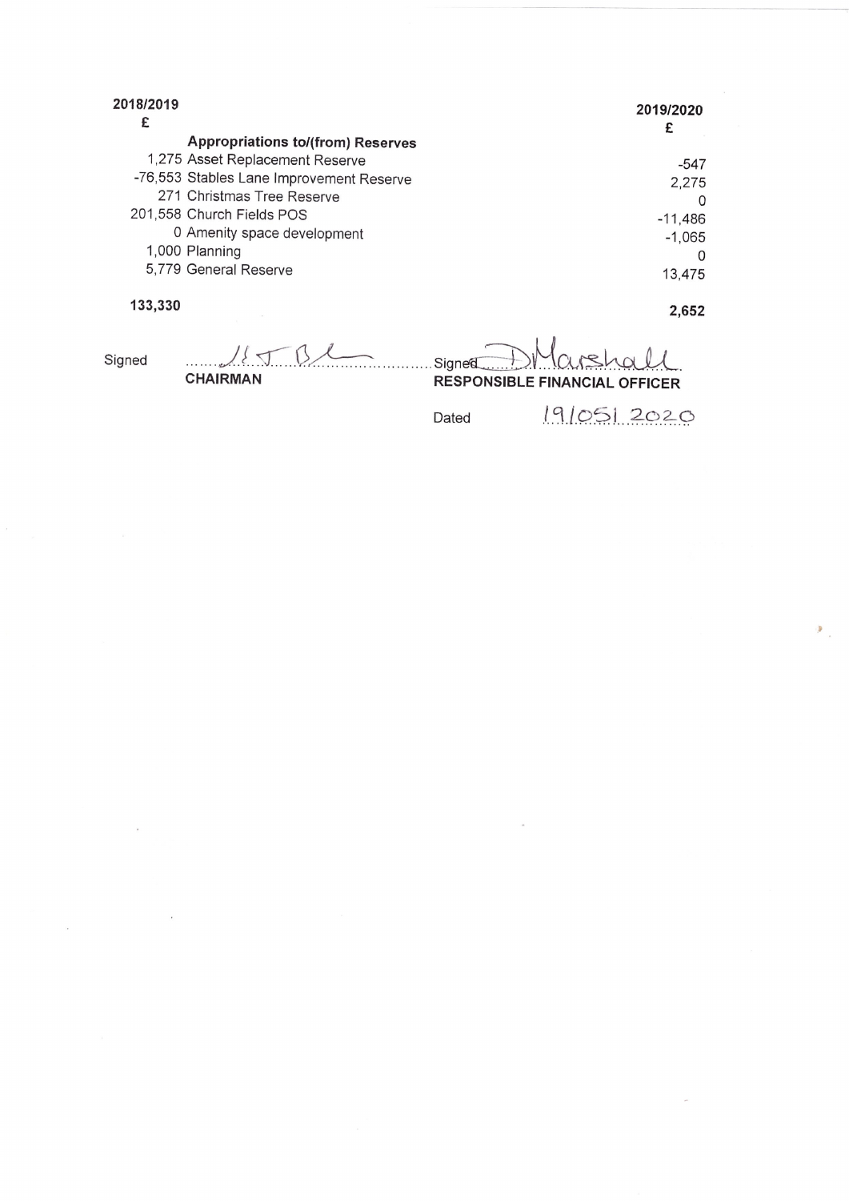| 2018/2019 £ | | 2019/2020 £ |
|---|---|---|
| | **Appropriations to/(from) Reserves** | |
| 1,275 | Asset Replacement Reserve | -547 |
| -76,553 | Stables Lane Improvement Reserve | 2,275 |
| 271 | Christmas Tree Reserve | 0 |
| 201,558 | Church Fields POS | -11,486 |
| 0 | Amenity space development | -1,065 |
| 1,000 | Planning | 0 |
| 5,779 | General Reserve | 13,475 |
| **133,330** | | **2,652** |

Signed ......J T B........ **CHAIRMAN**

Signed ......D Marshall........ **RESPONSIBLE FINANCIAL OFFICER**

Dated 19/05/2020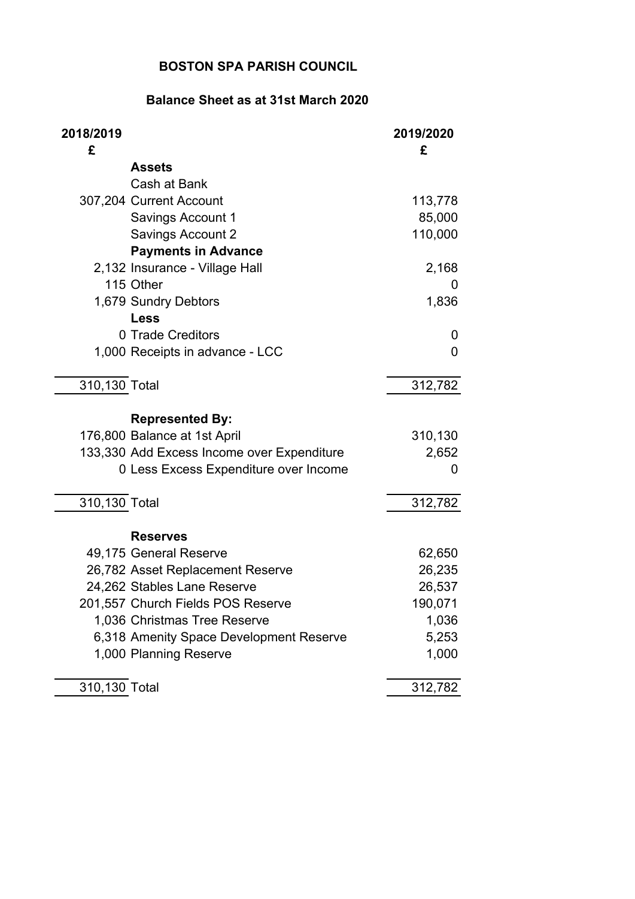# BOSTON SPA PARISH COUNCIL

## Balance Sheet as at 31st March 2020

| 2018/2019 £ | | 2019/2020 £ |
|---|---|---|
| | **Assets** | |
| | Cash at Bank | |
| 307,204 | Current Account | 113,778 |
| | Savings Account 1 | 85,000 |
| | Savings Account 2 | 110,000 |
| | **Payments in Advance** | |
| 2,132 | Insurance - Village Hall | 2,168 |
| 115 | Other | 0 |
| 1,679 | Sundry Debtors | 1,836 |
| | **Less** | |
| 0 | Trade Creditors | 0 |
| 1,000 | Receipts in advance - LCC | 0 |
| 310,130 | Total | 312,782 |
| | **Represented By:** | |
| 176,800 | Balance at 1st April | 310,130 |
| 133,330 | Add Excess Income over Expenditure | 2,652 |
| 0 | Less Excess Expenditure over Income | 0 |
| 310,130 | Total | 312,782 |
| | **Reserves** | |
| 49,175 | General Reserve | 62,650 |
| 26,782 | Asset Replacement Reserve | 26,235 |
| 24,262 | Stables Lane Reserve | 26,537 |
| 201,557 | Church Fields POS Reserve | 190,071 |
| 1,036 | Christmas Tree Reserve | 1,036 |
| 6,318 | Amenity Space Development Reserve | 5,253 |
| 1,000 | Planning Reserve | 1,000 |
| 310,130 | Total | 312,782 |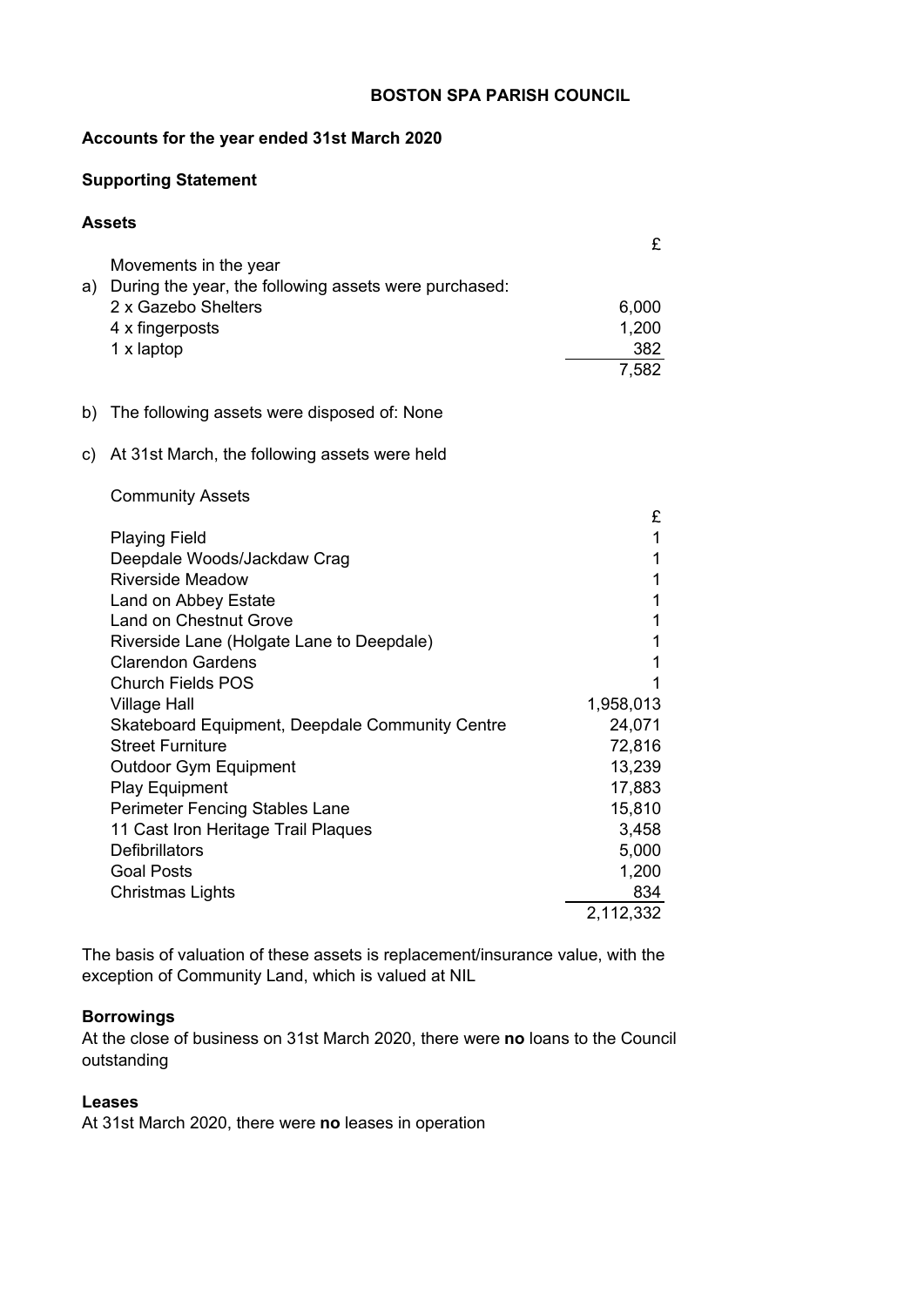# BOSTON SPA PARISH COUNCIL

## Accounts for the year ended 31st March 2020

### Supporting Statement

### Assets

| | | £ |
|---|---|---|
| | Movements in the year | |
| a) | During the year, the following assets were purchased: | |
| | 2 x Gazebo Shelters | 6,000 |
| | 4 x fingerposts | 1,200 |
| | 1 x laptop | 382 |
| | | 7,582 |

b) The following assets were disposed of: None

c) At 31st March, the following assets were held

Community Assets

| | £ |
|---|---|
| Playing Field | 1 |
| Deepdale Woods/Jackdaw Crag | 1 |
| Riverside Meadow | 1 |
| Land on Abbey Estate | 1 |
| Land on Chestnut Grove | 1 |
| Riverside Lane (Holgate Lane to Deepdale) | 1 |
| Clarendon Gardens | 1 |
| Church Fields POS | 1 |
| Village Hall | 1,958,013 |
| Skateboard Equipment, Deepdale Community Centre | 24,071 |
| Street Furniture | 72,816 |
| Outdoor Gym Equipment | 13,239 |
| Play Equipment | 17,883 |
| Perimeter Fencing Stables Lane | 15,810 |
| 11 Cast Iron Heritage Trail Plaques | 3,458 |
| Defibrillators | 5,000 |
| Goal Posts | 1,200 |
| Christmas Lights | 834 |
| | 2,112,332 |

The basis of valuation of these assets is replacement/insurance value, with the exception of Community Land, which is valued at NIL

### Borrowings

At the close of business on 31st March 2020, there were **no** loans to the Council outstanding

### Leases

At 31st March 2020, there were **no** leases in operation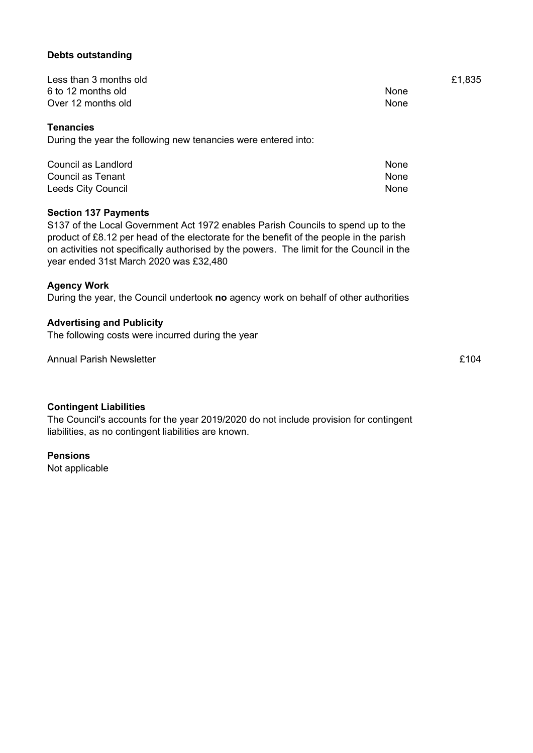**Debts outstanding**

| | | |
|---|---|---|
| Less than 3 months old | | £1,835 |
| 6 to 12 months old | None | |
| Over 12 months old | None | |

**Tenancies**

During the year the following new tenancies were entered into:

| | |
|---|---|
| Council as Landlord | None |
| Council as Tenant | None |
| Leeds City Council | None |

**Section 137 Payments**

S137 of the Local Government Act 1972 enables Parish Councils to spend up to the product of £8.12 per head of the electorate for the benefit of the people in the parish on activities not specifically authorised by the powers. The limit for the Council in the year ended 31st March 2020 was £32,480

**Agency Work**

During the year, the Council undertook **no** agency work on behalf of other authorities

**Advertising and Publicity**

The following costs were incurred during the year

| | |
|---|---|
| Annual Parish Newsletter | £104 |

**Contingent Liabilities**

The Council's accounts for the year 2019/2020 do not include provision for contingent liabilities, as no contingent liabilities are known.

**Pensions**

Not applicable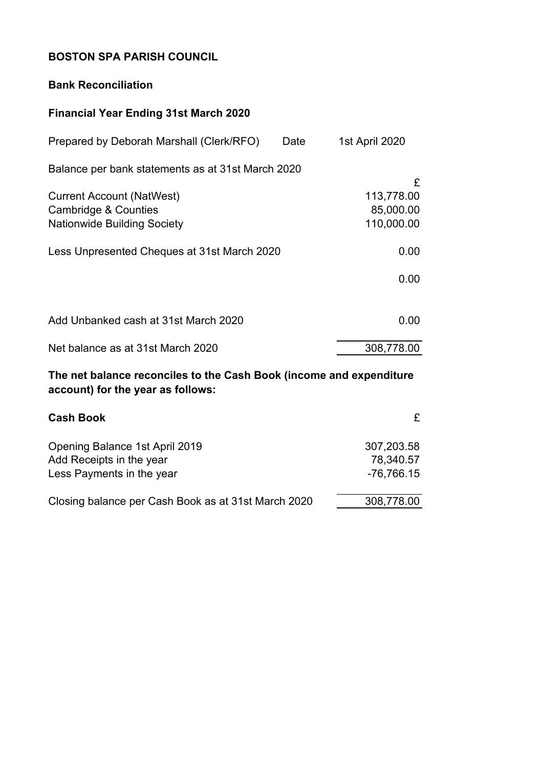**BOSTON SPA PARISH COUNCIL**

**Bank Reconciliation**

**Financial Year Ending 31st March 2020**

Prepared by Deborah Marshall (Clerk/RFO) Date 1st April 2020

| | |
|---|---|
| Balance per bank statements as at 31st March 2020 | |
| | £ |
| Current Account (NatWest) | 113,778.00 |
| Cambridge & Counties | 85,000.00 |
| Nationwide Building Society | 110,000.00 |
| Less Unpresented Cheques at 31st March 2020 | 0.00 |
| | 0.00 |
| Add Unbanked cash at 31st March 2020 | 0.00 |
| Net balance as at 31st March 2020 | 308,778.00 |

**The net balance reconciles to the Cash Book (income and expenditure account) for the year as follows:**

| **Cash Book** | £ |
|---|---|
| Opening Balance 1st April 2019 | 307,203.58 |
| Add Receipts in the year | 78,340.57 |
| Less Payments in the year | -76,766.15 |
| Closing balance per Cash Book as at 31st March 2020 | 308,778.00 |